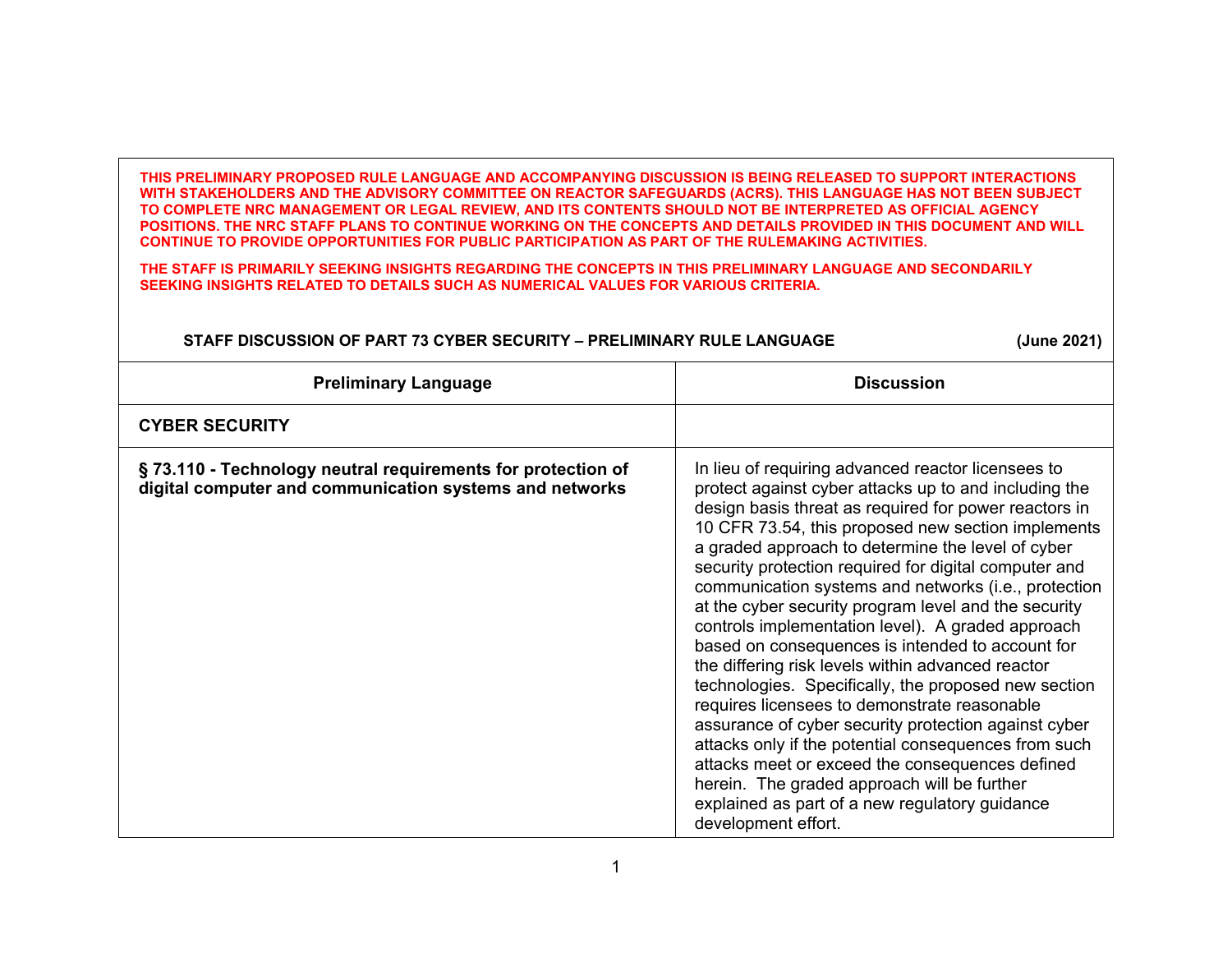**THIS PRELIMINARY PROPOSED RULE LANGUAGE AND ACCOMPANYING DISCUSSION IS BEING RELEASED TO SUPPORT INTERACTIONS WITH STAKEHOLDERS AND THE ADVISORY COMMITTEE ON REACTOR SAFEGUARDS (ACRS). THIS LANGUAGE HAS NOT BEEN SUBJECT TO COMPLETE NRC MANAGEMENT OR LEGAL REVIEW, AND ITS CONTENTS SHOULD NOT BE INTERPRETED AS OFFICIAL AGENCY POSITIONS. THE NRC STAFF PLANS TO CONTINUE WORKING ON THE CONCEPTS AND DETAILS PROVIDED IN THIS DOCUMENT AND WILL CONTINUE TO PROVIDE OPPORTUNITIES FOR PUBLIC PARTICIPATION AS PART OF THE RULEMAKING ACTIVITIES.**

**THE STAFF IS PRIMARILY SEEKING INSIGHTS REGARDING THE CONCEPTS IN THIS PRELIMINARY LANGUAGE AND SECONDARILY SEEKING INSIGHTS RELATED TO DETAILS SUCH AS NUMERICAL VALUES FOR VARIOUS CRITERIA.**

**STAFF DISCUSSION OF PART 73 CYBER SECURITY – PRELIMINARY RULE LANGUAGE** **(June 2021)**

| Preliminary Language | Discussion |
|---|---|
| **CYBER SECURITY** | |
| **§ 73.110 - Technology neutral requirements for protection of digital computer and communication systems and networks** | In lieu of requiring advanced reactor licensees to protect against cyber attacks up to and including the design basis threat as required for power reactors in 10 CFR 73.54, this proposed new section implements a graded approach to determine the level of cyber security protection required for digital computer and communication systems and networks (i.e., protection at the cyber security program level and the security controls implementation level). A graded approach based on consequences is intended to account for the differing risk levels within advanced reactor technologies. Specifically, the proposed new section requires licensees to demonstrate reasonable assurance of cyber security protection against cyber attacks only if the potential consequences from such attacks meet or exceed the consequences defined herein. The graded approach will be further explained as part of a new regulatory guidance development effort. |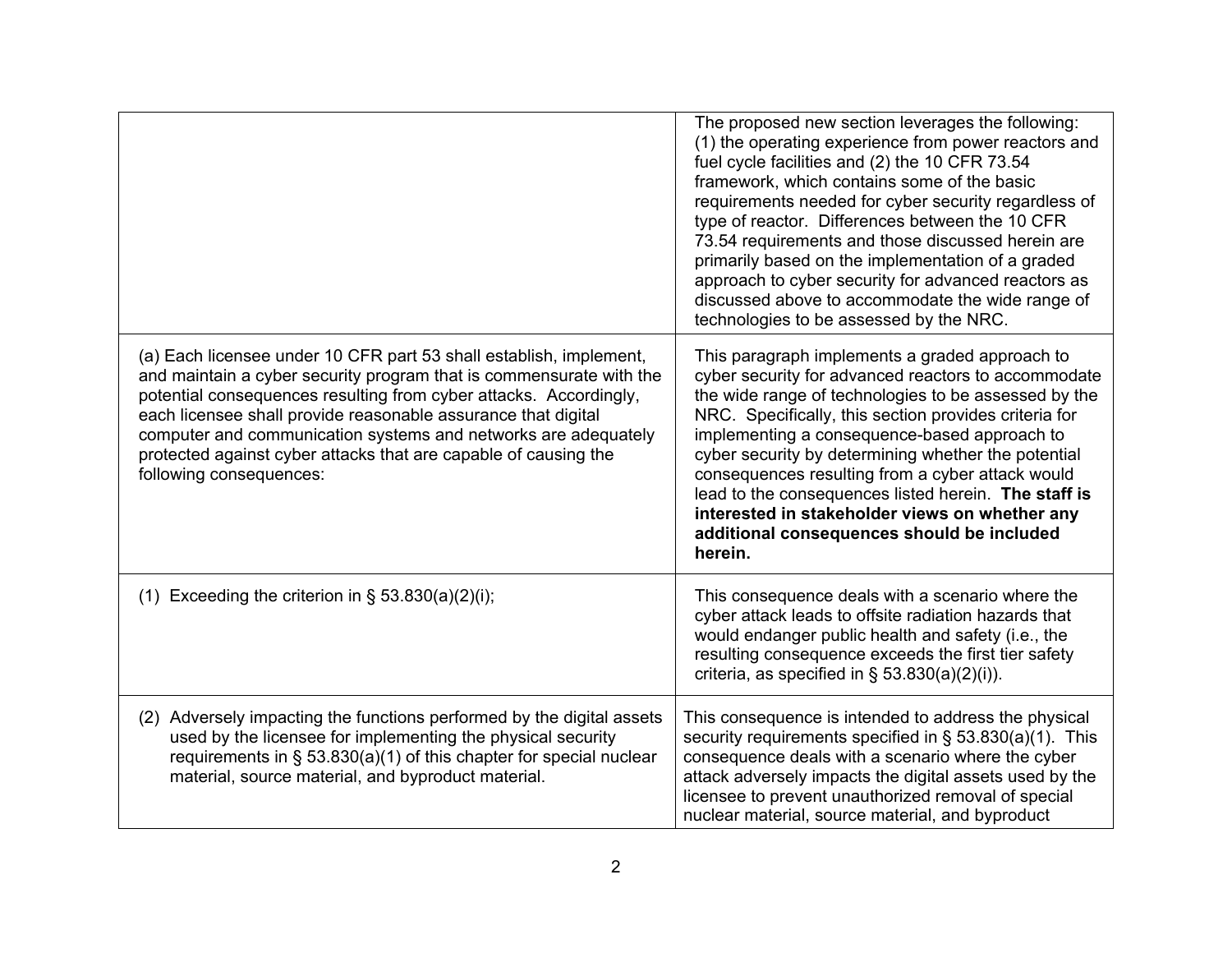| | |
|---|---|
| | The proposed new section leverages the following: (1) the operating experience from power reactors and fuel cycle facilities and (2) the 10 CFR 73.54 framework, which contains some of the basic requirements needed for cyber security regardless of type of reactor. Differences between the 10 CFR 73.54 requirements and those discussed herein are primarily based on the implementation of a graded approach to cyber security for advanced reactors as discussed above to accommodate the wide range of technologies to be assessed by the NRC. |
| (a) Each licensee under 10 CFR part 53 shall establish, implement, and maintain a cyber security program that is commensurate with the potential consequences resulting from cyber attacks. Accordingly, each licensee shall provide reasonable assurance that digital computer and communication systems and networks are adequately protected against cyber attacks that are capable of causing the following consequences: | This paragraph implements a graded approach to cyber security for advanced reactors to accommodate the wide range of technologies to be assessed by the NRC. Specifically, this section provides criteria for implementing a consequence-based approach to cyber security by determining whether the potential consequences resulting from a cyber attack would lead to the consequences listed herein. **The staff is interested in stakeholder views on whether any additional consequences should be included herein.** |
| (1) Exceeding the criterion in § 53.830(a)(2)(i); | This consequence deals with a scenario where the cyber attack leads to offsite radiation hazards that would endanger public health and safety (i.e., the resulting consequence exceeds the first tier safety criteria, as specified in § 53.830(a)(2)(i)). |
| (2) Adversely impacting the functions performed by the digital assets used by the licensee for implementing the physical security requirements in § 53.830(a)(1) of this chapter for special nuclear material, source material, and byproduct material. | This consequence is intended to address the physical security requirements specified in § 53.830(a)(1). This consequence deals with a scenario where the cyber attack adversely impacts the digital assets used by the licensee to prevent unauthorized removal of special nuclear material, source material, and byproduct |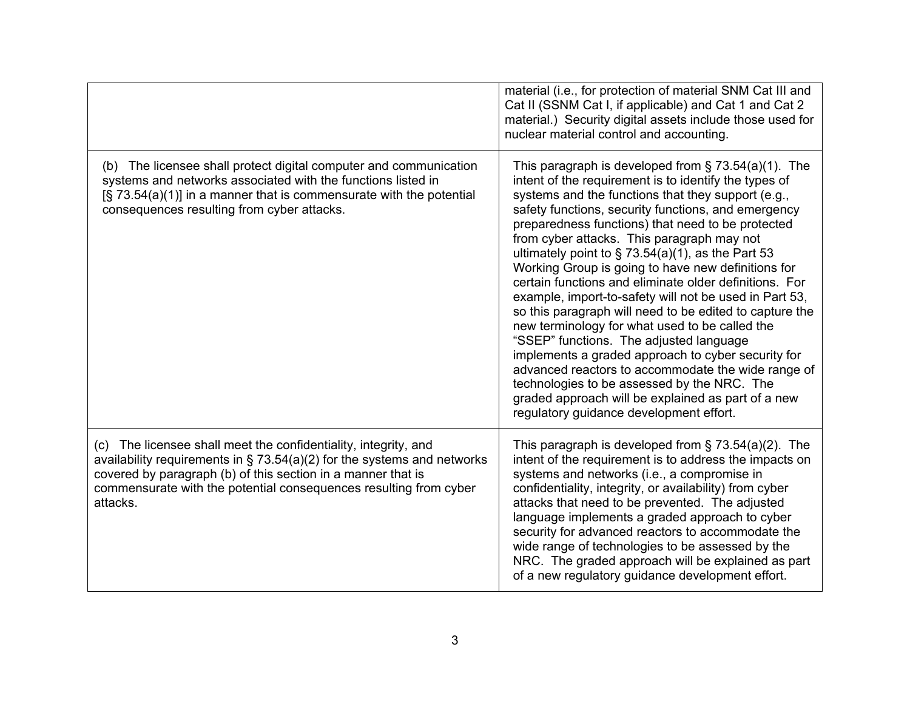| | |
|---|---|
| | material (i.e., for protection of material SNM Cat III and Cat II (SSNM Cat I, if applicable) and Cat 1 and Cat 2 material.) Security digital assets include those used for nuclear material control and accounting. |
| (b) The licensee shall protect digital computer and communication systems and networks associated with the functions listed in [§ 73.54(a)(1)] in a manner that is commensurate with the potential consequences resulting from cyber attacks. | This paragraph is developed from § 73.54(a)(1). The intent of the requirement is to identify the types of systems and the functions that they support (e.g., safety functions, security functions, and emergency preparedness functions) that need to be protected from cyber attacks. This paragraph may not ultimately point to § 73.54(a)(1), as the Part 53 Working Group is going to have new definitions for certain functions and eliminate older definitions. For example, import-to-safety will not be used in Part 53, so this paragraph will need to be edited to capture the new terminology for what used to be called the "SSEP" functions. The adjusted language implements a graded approach to cyber security for advanced reactors to accommodate the wide range of technologies to be assessed by the NRC. The graded approach will be explained as part of a new regulatory guidance development effort. |
| (c) The licensee shall meet the confidentiality, integrity, and availability requirements in § 73.54(a)(2) for the systems and networks covered by paragraph (b) of this section in a manner that is commensurate with the potential consequences resulting from cyber attacks. | This paragraph is developed from § 73.54(a)(2). The intent of the requirement is to address the impacts on systems and networks (i.e., a compromise in confidentiality, integrity, or availability) from cyber attacks that need to be prevented. The adjusted language implements a graded approach to cyber security for advanced reactors to accommodate the wide range of technologies to be assessed by the NRC. The graded approach will be explained as part of a new regulatory guidance development effort. |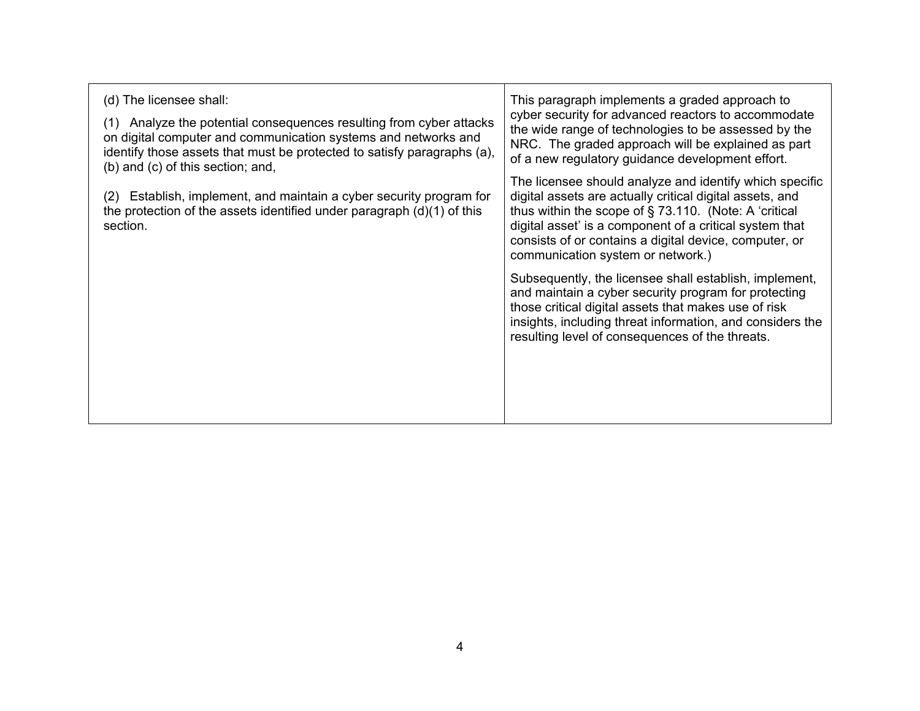| | |
|---|---|
| (d) The licensee shall:<br><br>(1) Analyze the potential consequences resulting from cyber attacks on digital computer and communication systems and networks and identify those assets that must be protected to satisfy paragraphs (a), (b) and (c) of this section; and,<br><br>(2) Establish, implement, and maintain a cyber security program for the protection of the assets identified under paragraph (d)(1) of this section. | This paragraph implements a graded approach to cyber security for advanced reactors to accommodate the wide range of technologies to be assessed by the NRC. The graded approach will be explained as part of a new regulatory guidance development effort.<br><br>The licensee should analyze and identify which specific digital assets are actually critical digital assets, and thus within the scope of § 73.110. (Note: A 'critical digital asset' is a component of a critical system that consists of or contains a digital device, computer, or communication system or network.)<br><br>Subsequently, the licensee shall establish, implement, and maintain a cyber security program for protecting those critical digital assets that makes use of risk insights, including threat information, and considers the resulting level of consequences of the threats. |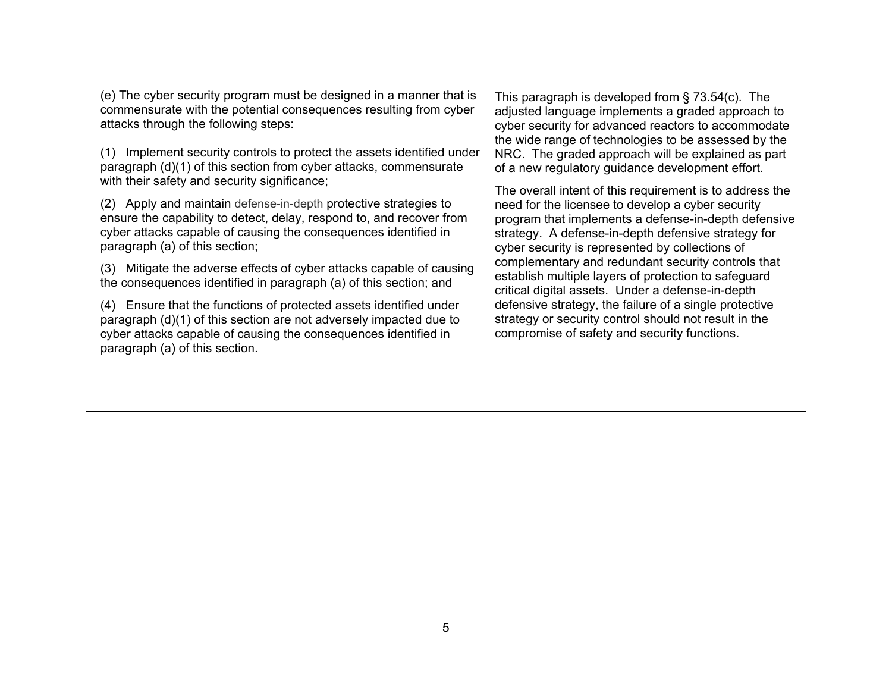| | |
|---|---|
| (e) The cyber security program must be designed in a manner that is commensurate with the potential consequences resulting from cyber attacks through the following steps:<br><br>(1) Implement security controls to protect the assets identified under paragraph (d)(1) of this section from cyber attacks, commensurate with their safety and security significance;<br><br>(2) Apply and maintain defense-in-depth protective strategies to ensure the capability to detect, delay, respond to, and recover from cyber attacks capable of causing the consequences identified in paragraph (a) of this section;<br><br>(3) Mitigate the adverse effects of cyber attacks capable of causing the consequences identified in paragraph (a) of this section; and<br><br>(4) Ensure that the functions of protected assets identified under paragraph (d)(1) of this section are not adversely impacted due to cyber attacks capable of causing the consequences identified in paragraph (a) of this section. | This paragraph is developed from § 73.54(c). The adjusted language implements a graded approach to cyber security for advanced reactors to accommodate the wide range of technologies to be assessed by the NRC. The graded approach will be explained as part of a new regulatory guidance development effort.<br><br>The overall intent of this requirement is to address the need for the licensee to develop a cyber security program that implements a defense-in-depth defensive strategy. A defense-in-depth defensive strategy for cyber security is represented by collections of complementary and redundant security controls that establish multiple layers of protection to safeguard critical digital assets. Under a defense-in-depth defensive strategy, the failure of a single protective strategy or security control should not result in the compromise of safety and security functions. |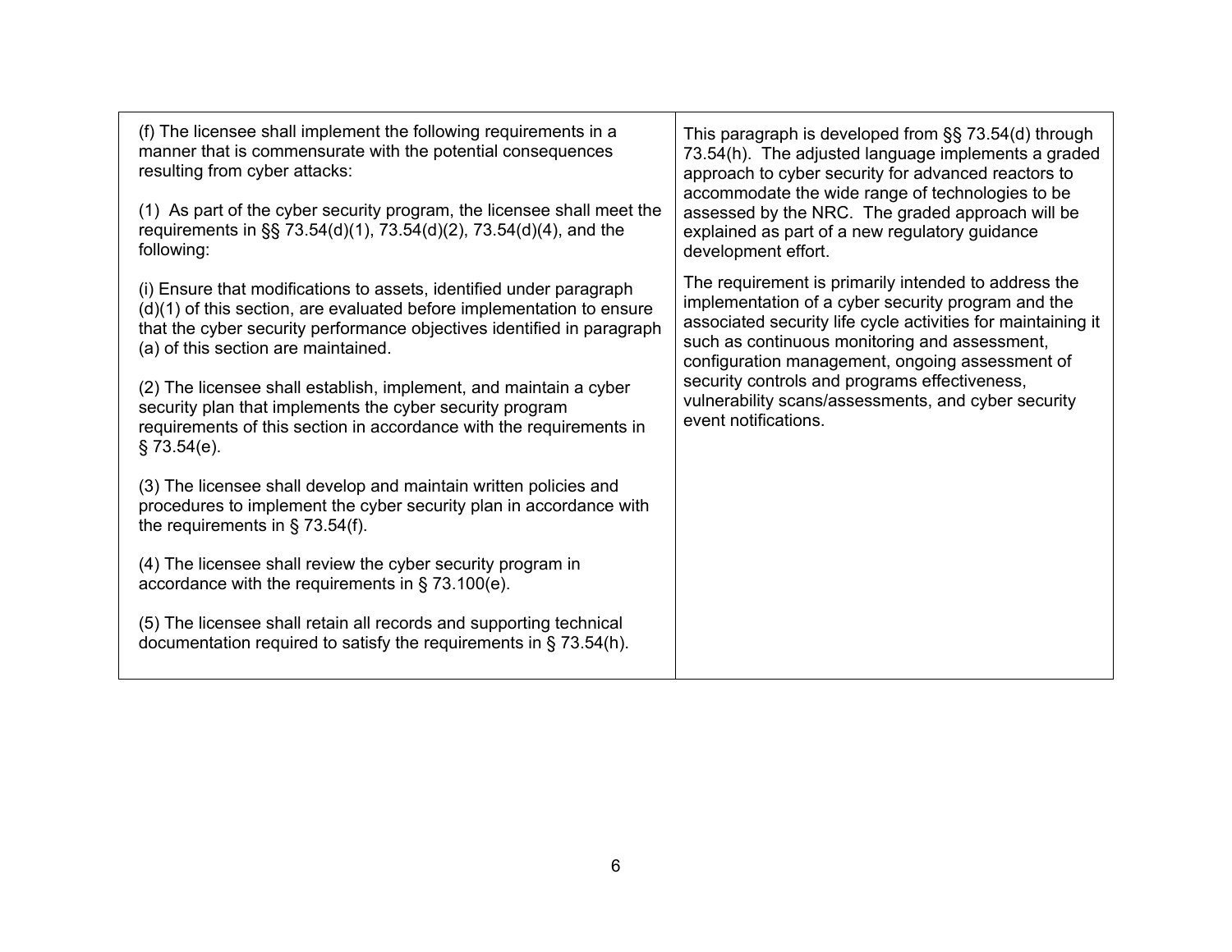| | |
|---|---|
| (f) The licensee shall implement the following requirements in a manner that is commensurate with the potential consequences resulting from cyber attacks:<br><br>(1) As part of the cyber security program, the licensee shall meet the requirements in §§ 73.54(d)(1), 73.54(d)(2), 73.54(d)(4), and the following:<br><br>(i) Ensure that modifications to assets, identified under paragraph (d)(1) of this section, are evaluated before implementation to ensure that the cyber security performance objectives identified in paragraph (a) of this section are maintained.<br><br>(2) The licensee shall establish, implement, and maintain a cyber security plan that implements the cyber security program requirements of this section in accordance with the requirements in § 73.54(e).<br><br>(3) The licensee shall develop and maintain written policies and procedures to implement the cyber security plan in accordance with the requirements in § 73.54(f).<br><br>(4) The licensee shall review the cyber security program in accordance with the requirements in § 73.100(e).<br><br>(5) The licensee shall retain all records and supporting technical documentation required to satisfy the requirements in § 73.54(h). | This paragraph is developed from §§ 73.54(d) through 73.54(h). The adjusted language implements a graded approach to cyber security for advanced reactors to accommodate the wide range of technologies to be assessed by the NRC. The graded approach will be explained as part of a new regulatory guidance development effort.<br><br>The requirement is primarily intended to address the implementation of a cyber security program and the associated security life cycle activities for maintaining it such as continuous monitoring and assessment, configuration management, ongoing assessment of security controls and programs effectiveness, vulnerability scans/assessments, and cyber security event notifications. |